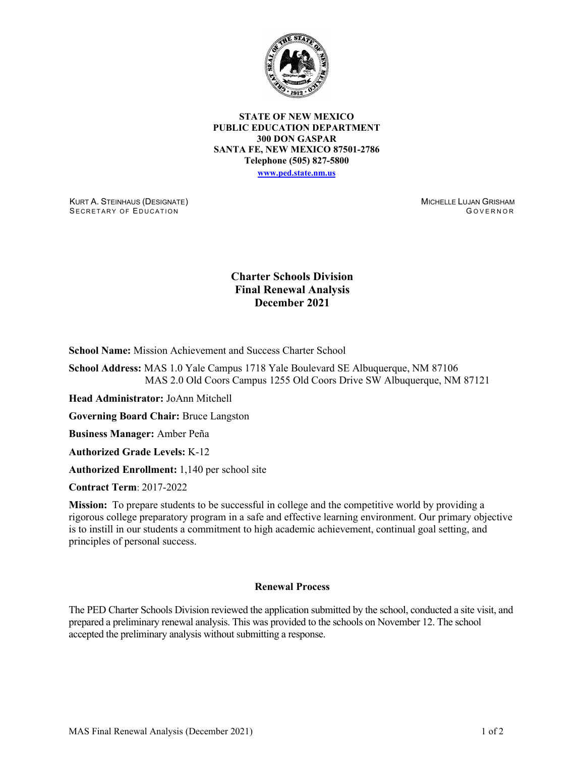**STATE OF NEW MEXICO**
**PUBLIC EDUCATION DEPARTMENT**
**300 DON GASPAR**
**SANTA FE, NEW MEXICO 87501-2786**
**Telephone (505) 827-5800**
**www.ped.state.nm.us**

KURT A. STEINHAUS (DESIGNATE)
SECRETARY OF EDUCATION

MICHELLE LUJAN GRISHAM
GOVERNOR

# Charter Schools Division
# Final Renewal Analysis
# December 2021

**School Name:** Mission Achievement and Success Charter School

**School Address:** MAS 1.0 Yale Campus 1718 Yale Boulevard SE Albuquerque, NM 87106
MAS 2.0 Old Coors Campus 1255 Old Coors Drive SW Albuquerque, NM 87121

**Head Administrator:** JoAnn Mitchell

**Governing Board Chair:** Bruce Langston

**Business Manager:** Amber Peña

**Authorized Grade Levels:** K-12

**Authorized Enrollment:** 1,140 per school site

**Contract Term**: 2017-2022

**Mission:** To prepare students to be successful in college and the competitive world by providing a rigorous college preparatory program in a safe and effective learning environment. Our primary objective is to instill in our students a commitment to high academic achievement, continual goal setting, and principles of personal success.

## Renewal Process

The PED Charter Schools Division reviewed the application submitted by the school, conducted a site visit, and prepared a preliminary renewal analysis. This was provided to the schools on November 12. The school accepted the preliminary analysis without submitting a response.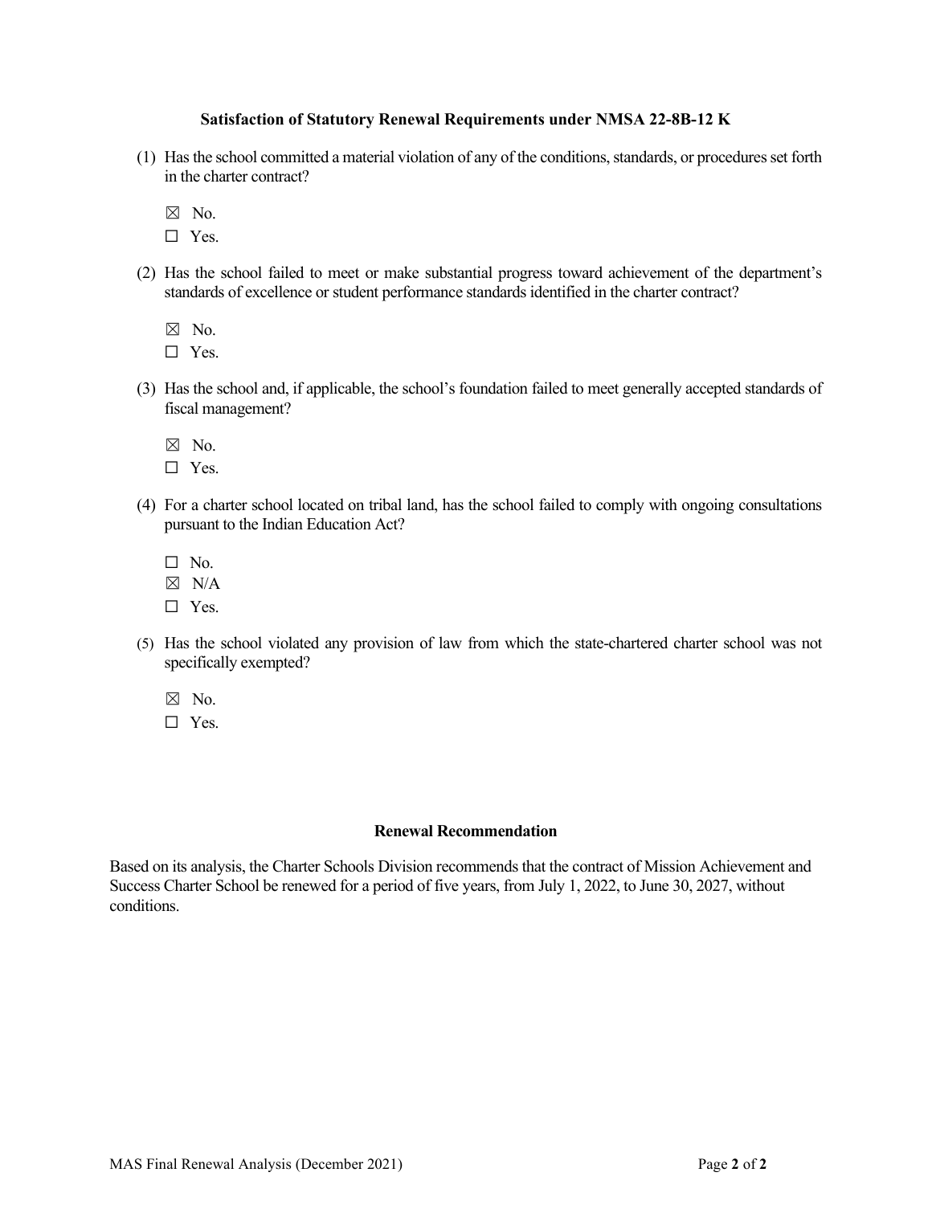### Satisfaction of Statutory Renewal Requirements under NMSA 22-8B-12 K

(1) Has the school committed a material violation of any of the conditions, standards, or procedures set forth in the charter contract?

☒ No.
☐ Yes.

(2) Has the school failed to meet or make substantial progress toward achievement of the department's standards of excellence or student performance standards identified in the charter contract?

☒ No.
☐ Yes.

(3) Has the school and, if applicable, the school's foundation failed to meet generally accepted standards of fiscal management?

☒ No.
☐ Yes.

(4) For a charter school located on tribal land, has the school failed to comply with ongoing consultations pursuant to the Indian Education Act?

☐ No.
☒ N/A
☐ Yes.

(5) Has the school violated any provision of law from which the state-chartered charter school was not specifically exempted?

☒ No.
☐ Yes.

### Renewal Recommendation

Based on its analysis, the Charter Schools Division recommends that the contract of Mission Achievement and Success Charter School be renewed for a period of five years, from July 1, 2022, to June 30, 2027, without conditions.